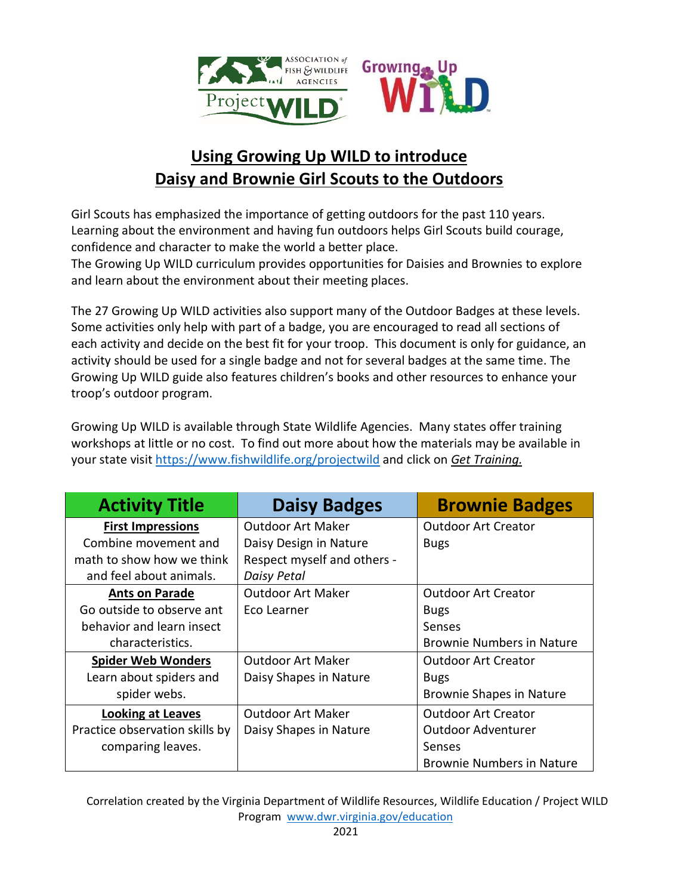# Using Growing Up WILD to introduce Daisy and Brownie Girl Scouts to the Outdoors

Girl Scouts has emphasized the importance of getting outdoors for the past 110 years. Learning about the environment and having fun outdoors helps Girl Scouts build courage, confidence and character to make the world a better place.
The Growing Up WILD curriculum provides opportunities for Daisies and Brownies to explore and learn about the environment about their meeting places.

The 27 Growing Up WILD activities also support many of the Outdoor Badges at these levels. Some activities only help with part of a badge, you are encouraged to read all sections of each activity and decide on the best fit for your troop. This document is only for guidance, an activity should be used for a single badge and not for several badges at the same time. The Growing Up WILD guide also features children's books and other resources to enhance your troop's outdoor program.

Growing Up WILD is available through State Wildlife Agencies. Many states offer training workshops at little or no cost. To find out more about how the materials may be available in your state visit https://www.fishwildlife.org/projectwild and click on *Get Training.*

| Activity Title | Daisy Badges | Brownie Badges |
|---|---|---|
| **First Impressions**<br>Combine movement and math to show how we think and feel about animals. | Outdoor Art Maker<br>Daisy Design in Nature<br>Respect myself and others - *Daisy Petal* | Outdoor Art Creator<br>Bugs |
| **Ants on Parade**<br>Go outside to observe ant behavior and learn insect characteristics. | Outdoor Art Maker<br>Eco Learner | Outdoor Art Creator<br>Bugs<br>Senses<br>Brownie Numbers in Nature |
| **Spider Web Wonders**<br>Learn about spiders and spider webs. | Outdoor Art Maker<br>Daisy Shapes in Nature | Outdoor Art Creator<br>Bugs<br>Brownie Shapes in Nature |
| **Looking at Leaves**<br>Practice observation skills by comparing leaves. | Outdoor Art Maker<br>Daisy Shapes in Nature | Outdoor Art Creator<br>Outdoor Adventurer<br>Senses<br>Brownie Numbers in Nature |

Correlation created by the Virginia Department of Wildlife Resources, Wildlife Education / Project WILD Program www.dwr.virginia.gov/education
2021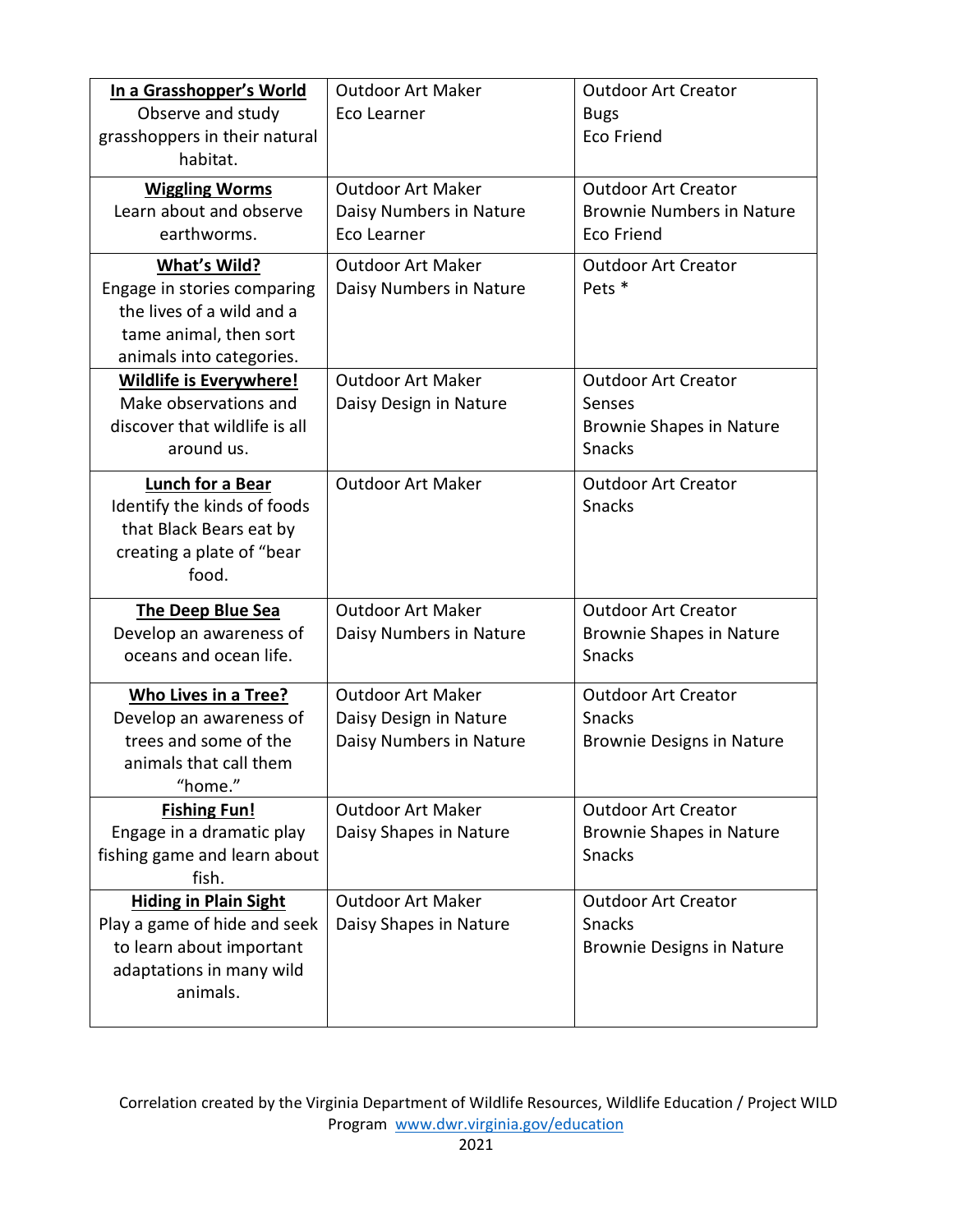| | | |
|---|---|---|
| **In a Grasshopper's World**<br>Observe and study grasshoppers in their natural habitat. | Outdoor Art Maker<br>Eco Learner | Outdoor Art Creator<br>Bugs<br>Eco Friend |
| **Wiggling Worms**<br>Learn about and observe earthworms. | Outdoor Art Maker<br>Daisy Numbers in Nature<br>Eco Learner | Outdoor Art Creator<br>Brownie Numbers in Nature<br>Eco Friend |
| **What's Wild?**<br>Engage in stories comparing the lives of a wild and a tame animal, then sort animals into categories. | Outdoor Art Maker<br>Daisy Numbers in Nature | Outdoor Art Creator<br>Pets * |
| **Wildlife is Everywhere!**<br>Make observations and discover that wildlife is all around us. | Outdoor Art Maker<br>Daisy Design in Nature | Outdoor Art Creator<br>Senses<br>Brownie Shapes in Nature<br>Snacks |
| **Lunch for a Bear**<br>Identify the kinds of foods that Black Bears eat by creating a plate of "bear food. | Outdoor Art Maker | Outdoor Art Creator<br>Snacks |
| **The Deep Blue Sea**<br>Develop an awareness of oceans and ocean life. | Outdoor Art Maker<br>Daisy Numbers in Nature | Outdoor Art Creator<br>Brownie Shapes in Nature<br>Snacks |
| **Who Lives in a Tree?**<br>Develop an awareness of trees and some of the animals that call them "home." | Outdoor Art Maker<br>Daisy Design in Nature<br>Daisy Numbers in Nature | Outdoor Art Creator<br>Snacks<br>Brownie Designs in Nature |
| **Fishing Fun!**<br>Engage in a dramatic play fishing game and learn about fish. | Outdoor Art Maker<br>Daisy Shapes in Nature | Outdoor Art Creator<br>Brownie Shapes in Nature<br>Snacks |
| **Hiding in Plain Sight**<br>Play a game of hide and seek to learn about important adaptations in many wild animals. | Outdoor Art Maker<br>Daisy Shapes in Nature | Outdoor Art Creator<br>Snacks<br>Brownie Designs in Nature |

Correlation created by the Virginia Department of Wildlife Resources, Wildlife Education / Project WILD Program [www.dwr.virginia.gov/education](http://www.dwr.virginia.gov/education)
2021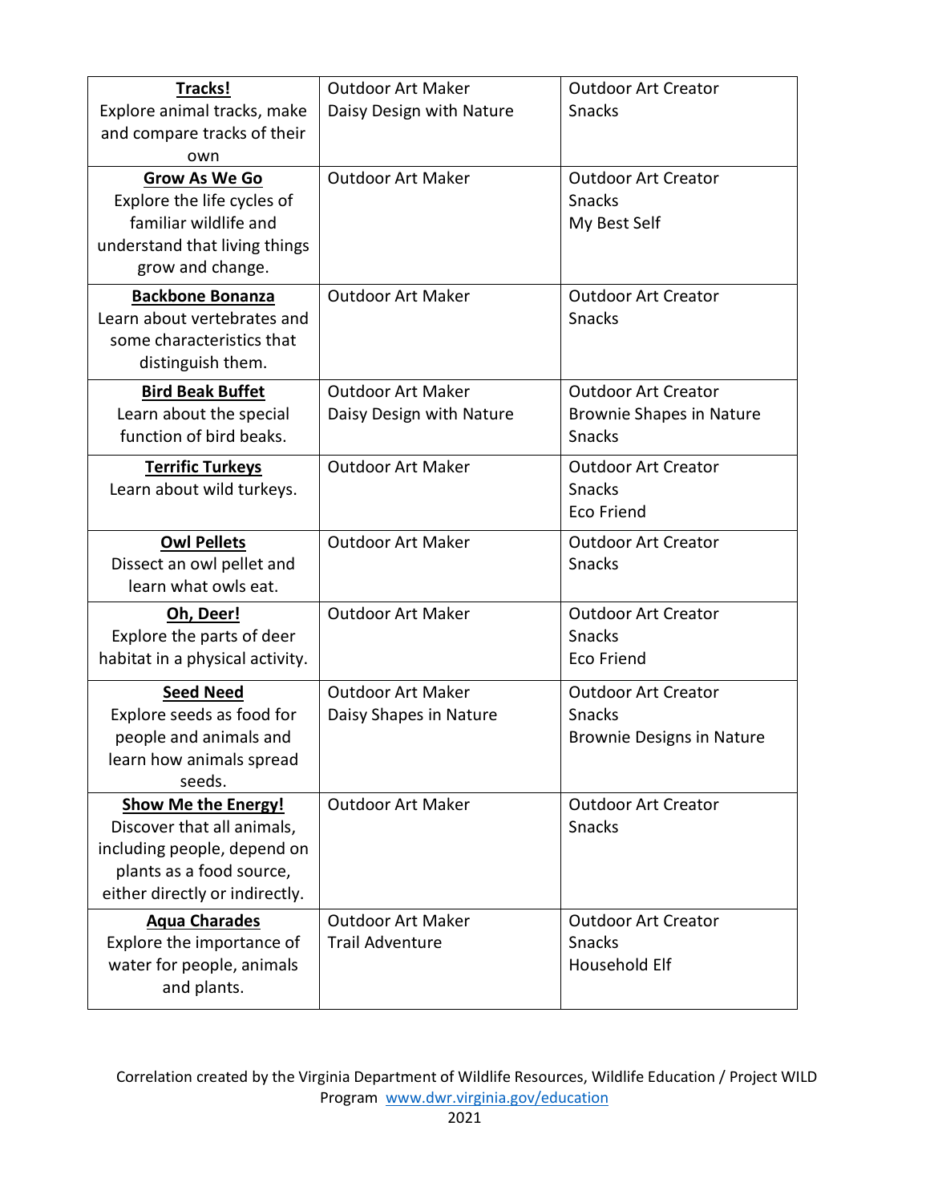| | | |
|---|---|---|
| **Tracks!**<br>Explore animal tracks, make and compare tracks of their own | Outdoor Art Maker<br>Daisy Design with Nature | Outdoor Art Creator<br>Snacks |
| **Grow As We Go**<br>Explore the life cycles of familiar wildlife and understand that living things grow and change. | Outdoor Art Maker | Outdoor Art Creator<br>Snacks<br>My Best Self |
| **Backbone Bonanza**<br>Learn about vertebrates and some characteristics that distinguish them. | Outdoor Art Maker | Outdoor Art Creator<br>Snacks |
| **Bird Beak Buffet**<br>Learn about the special function of bird beaks. | Outdoor Art Maker<br>Daisy Design with Nature | Outdoor Art Creator<br>Brownie Shapes in Nature<br>Snacks |
| **Terrific Turkeys**<br>Learn about wild turkeys. | Outdoor Art Maker | Outdoor Art Creator<br>Snacks<br>Eco Friend |
| **Owl Pellets**<br>Dissect an owl pellet and learn what owls eat. | Outdoor Art Maker | Outdoor Art Creator<br>Snacks |
| **Oh, Deer!**<br>Explore the parts of deer habitat in a physical activity. | Outdoor Art Maker | Outdoor Art Creator<br>Snacks<br>Eco Friend |
| **Seed Need**<br>Explore seeds as food for people and animals and learn how animals spread seeds. | Outdoor Art Maker<br>Daisy Shapes in Nature | Outdoor Art Creator<br>Snacks<br>Brownie Designs in Nature |
| **Show Me the Energy!**<br>Discover that all animals, including people, depend on plants as a food source, either directly or indirectly. | Outdoor Art Maker | Outdoor Art Creator<br>Snacks |
| **Aqua Charades**<br>Explore the importance of water for people, animals and plants. | Outdoor Art Maker<br>Trail Adventure | Outdoor Art Creator<br>Snacks<br>Household Elf |

Correlation created by the Virginia Department of Wildlife Resources, Wildlife Education / Project WILD Program www.dwr.virginia.gov/education

2021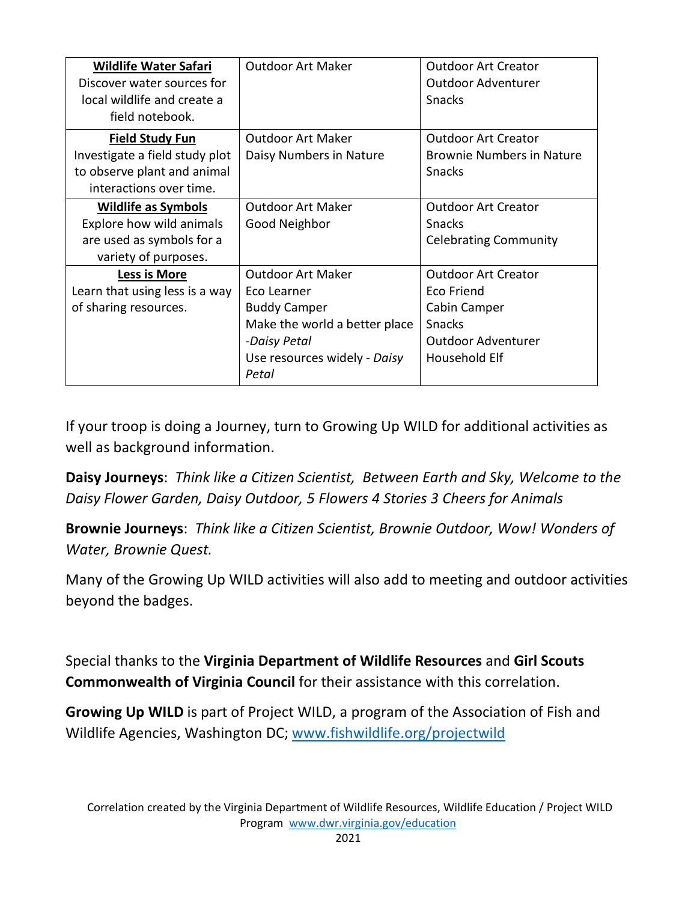| | | |
|---|---|---|
| **Wildlife Water Safari** Discover water sources for local wildlife and create a field notebook. | Outdoor Art Maker | Outdoor Art Creator<br>Outdoor Adventurer<br>Snacks |
| **Field Study Fun** Investigate a field study plot to observe plant and animal interactions over time. | Outdoor Art Maker<br>Daisy Numbers in Nature | Outdoor Art Creator<br>Brownie Numbers in Nature<br>Snacks |
| **Wildlife as Symbols** Explore how wild animals are used as symbols for a variety of purposes. | Outdoor Art Maker<br>Good Neighbor | Outdoor Art Creator<br>Snacks<br>Celebrating Community |
| **Less is More** Learn that using less is a way of sharing resources. | Outdoor Art Maker<br>Eco Learner<br>Buddy Camper<br>Make the world a better place -*Daisy Petal*<br>Use resources widely - *Daisy Petal* | Outdoor Art Creator<br>Eco Friend<br>Cabin Camper<br>Snacks<br>Outdoor Adventurer<br>Household Elf |

If your troop is doing a Journey, turn to Growing Up WILD for additional activities as well as background information.

**Daisy Journeys**: *Think like a Citizen Scientist, Between Earth and Sky, Welcome to the Daisy Flower Garden, Daisy Outdoor, 5 Flowers 4 Stories 3 Cheers for Animals*

**Brownie Journeys**: *Think like a Citizen Scientist, Brownie Outdoor, Wow! Wonders of Water, Brownie Quest.*

Many of the Growing Up WILD activities will also add to meeting and outdoor activities beyond the badges.

Special thanks to the **Virginia Department of Wildlife Resources** and **Girl Scouts Commonwealth of Virginia Council** for their assistance with this correlation.

**Growing Up WILD** is part of Project WILD, a program of the Association of Fish and Wildlife Agencies, Washington DC; [www.fishwildlife.org/projectwild](http://www.fishwildlife.org/projectwild)

Correlation created by the Virginia Department of Wildlife Resources, Wildlife Education / Project WILD Program [www.dwr.virginia.gov/education](http://www.dwr.virginia.gov/education)
2021